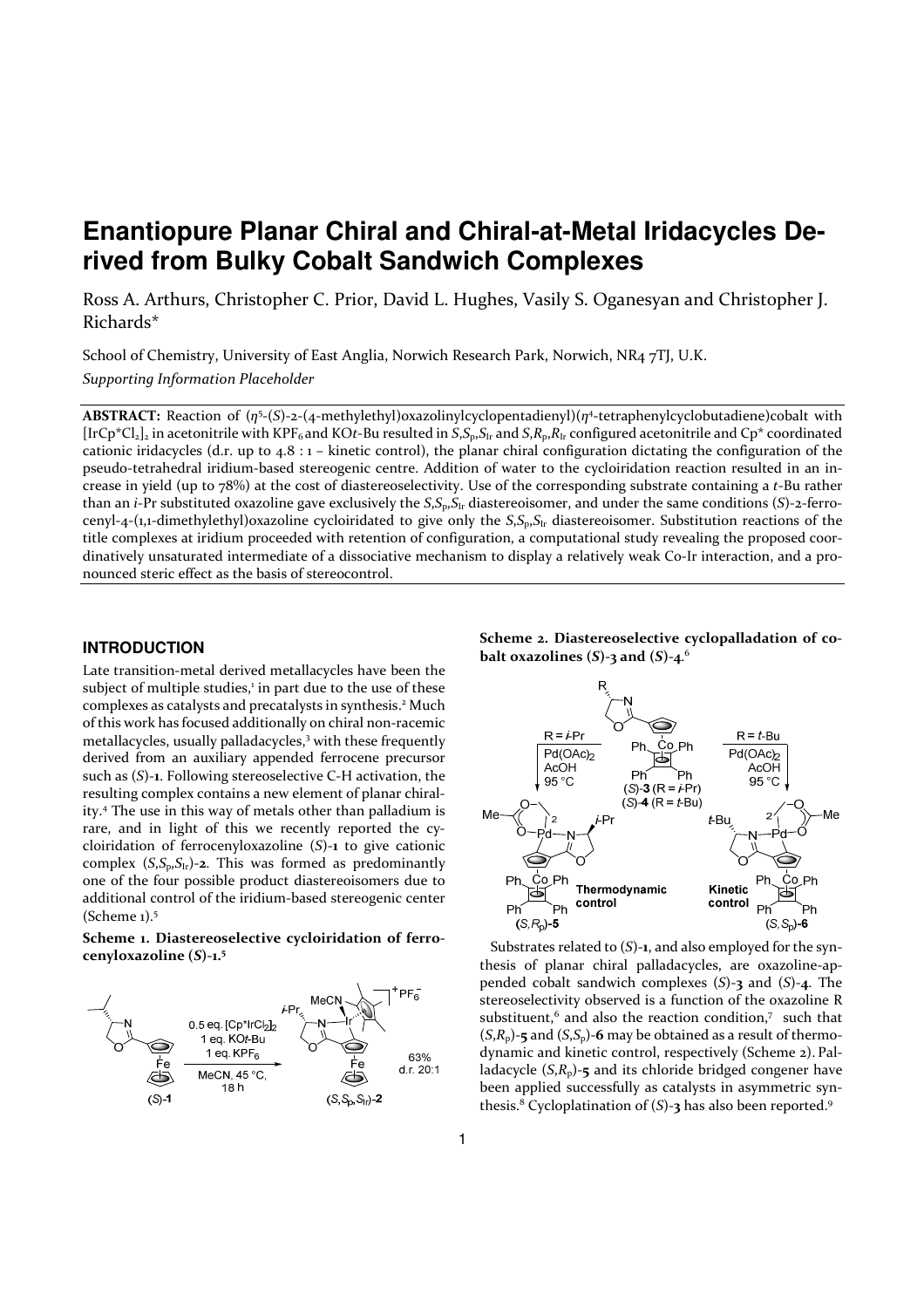# Enantiopure Planar Chiral and Chiral-at-Metal Iridacycles Derived from Bulky Cobalt Sandwich Complexes

Ross A. Arthurs, Christopher C. Prior, David L. Hughes, Vasily S. Oganesyan and Christopher J. Richards*

School of Chemistry, University of East Anglia, Norwich Research Park, Norwich, NR4 7TJ, U.K.

*Supporting Information Placeholder*

**ABSTRACT:** Reaction of ($\eta^5$-(*S*)-2-(4-methylethyl)oxazolinylcyclopentadienyl)($\eta^4$-tetraphenylcyclobutadiene)cobalt with $[IrCp^*Cl_2]_2$ in acetonitrile with $KPF_6$ and KO*t*-Bu resulted in $S,S_p,S_{Ir}$ and $S,R_p,R_{Ir}$ configured acetonitrile and Cp* coordinated cationic iridacycles (d.r. up to 4.8 : 1 – kinetic control), the planar chiral configuration dictating the configuration of the pseudo-tetrahedral iridium-based stereogenic centre. Addition of water to the cycloiridation reaction resulted in an increase in yield (up to 78%) at the cost of diastereoselectivity. Use of the corresponding substrate containing a *t*-Bu rather than an *i*-Pr substituted oxazoline gave exclusively the $S,S_p,S_{Ir}$ diastereoisomer, and under the same conditions (*S*)-2-ferrocenyl-4-(1,1-dimethylethyl)oxazoline cycloiridated to give only the $S,S_p,S_{Ir}$ diastereoisomer. Substitution reactions of the title complexes at iridium proceeded with retention of configuration, a computational study revealing the proposed coordinatively unsaturated intermediate of a dissociative mechanism to display a relatively weak Co-Ir interaction, and a pronounced steric effect as the basis of stereocontrol.

## INTRODUCTION

Late transition-metal derived metallacycles have been the subject of multiple studies,[1] in part due to the use of these complexes as catalysts and precatalysts in synthesis.[2] Much of this work has focused additionally on chiral non-racemic metallacycles, usually palladacycles,[3] with these frequently derived from an auxiliary appended ferrocene precursor such as (*S*)-**1**. Following stereoselective C-H activation, the resulting complex contains a new element of planar chirality.[4] The use in this way of metals other than palladium is rare, and in light of this we recently reported the cycloiridation of ferrocenyloxazoline (*S*)-**1** to give cationic complex ($S,S_p,S_{Ir}$)-**2**. This was formed as predominantly one of the four possible product diastereoisomers due to additional control of the iridium-based stereogenic center (Scheme 1).[5]

**Scheme 1. Diastereoselective cycloiridation of ferrocenyloxazoline (*S*)-1.[5]**

(*S*)-**1** → 0.5 eq. $[Cp^*IrCl_2]_2$, 1 eq. KO*t*-Bu, 1 eq. $KPF_6$, MeCN, 45 °C, 18 h → ($S,S_p,S_{Ir}$)-**2** (63%, d.r. 20:1)

**Scheme 2. Diastereoselective cyclopalladation of cobalt oxazolines (*S*)-3 and (*S*)-4.[6]**

(*S*)-**3** (R = *i*-Pr): $Pd(OAc)_2$, AcOH, 95 °C → ($S,R_p$)-**5** (Thermodynamic control)

(*S*)-**4** (R = *t*-Bu): $Pd(OAc)_2$, AcOH, 95 °C → ($S,S_p$)-**6** (Kinetic control)

Substrates related to (*S*)-**1**, and also employed for the synthesis of planar chiral palladacycles, are oxazoline-appended cobalt sandwich complexes (*S*)-**3** and (*S*)-**4**. The stereoselectivity observed is a function of the oxazoline R substituent,[6] and also the reaction condition,[7] such that ($S,R_p$)-**5** and ($S,S_p$)-**6** may be obtained as a result of thermodynamic and kinetic control, respectively (Scheme 2). Palladacycle ($S,R_p$)-**5** and its chloride bridged congener have been applied successfully as catalysts in asymmetric synthesis.[8] Cycloplatination of (*S*)-**3** has also been reported.[9]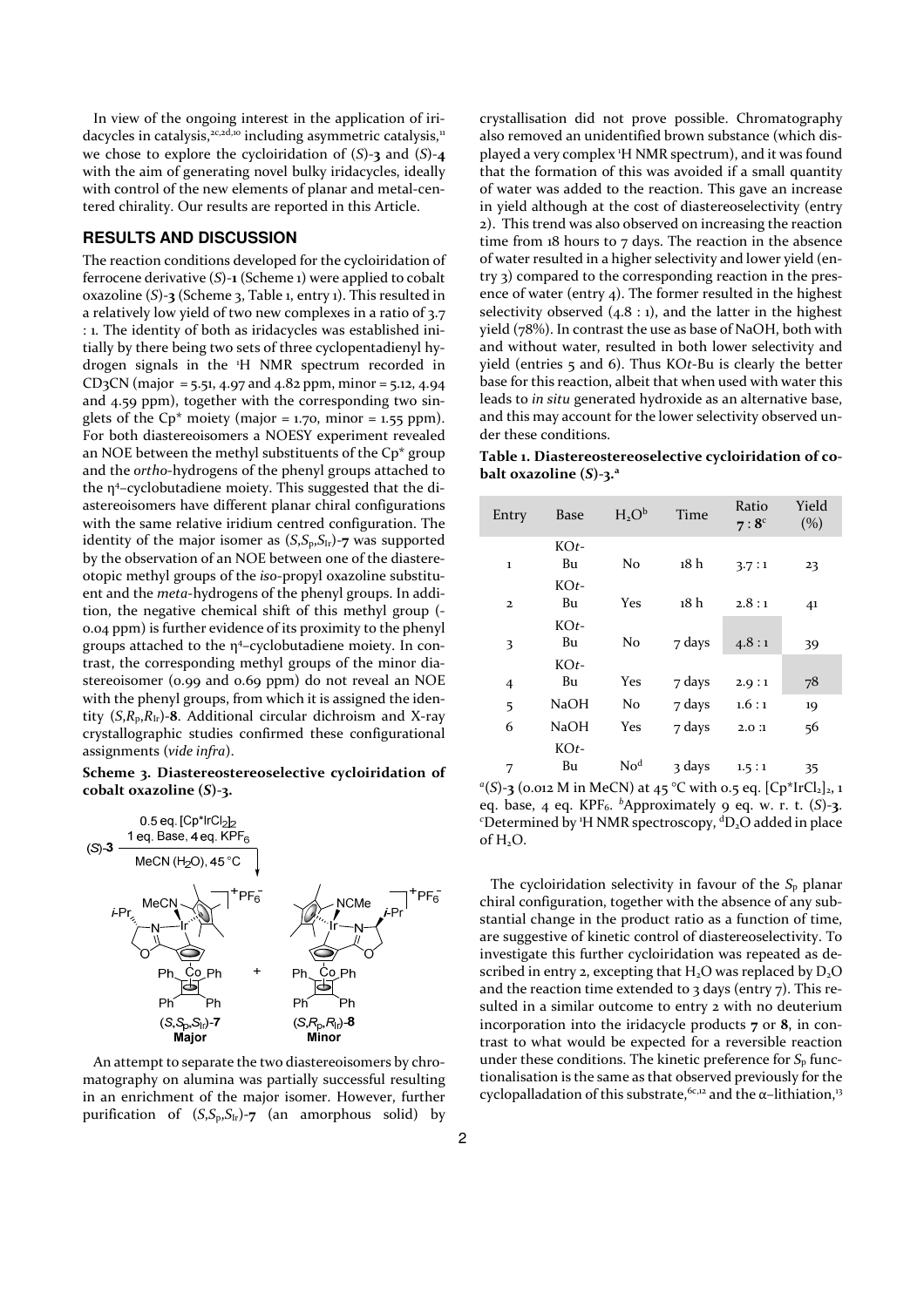In view of the ongoing interest in the application of iridacycles in catalysis,[2c,2d,10] including asymmetric catalysis,[11] we chose to explore the cycloiridation of (*S*)-**3** and (*S*)-**4** with the aim of generating novel bulky iridacycles, ideally with control of the new elements of planar and metal-centered chirality. Our results are reported in this Article.

## RESULTS AND DISCUSSION

The reaction conditions developed for the cycloiridation of ferrocene derivative (*S*)-**1** (Scheme 1) were applied to cobalt oxazoline (*S*)-**3** (Scheme 3, Table 1, entry 1). This resulted in a relatively low yield of two new complexes in a ratio of 3.7 : 1. The identity of both as iridacycles was established initially by there being two sets of three cyclopentadienyl hydrogen signals in the ¹H NMR spectrum recorded in $CD_3CN$ (major = 5.51, 4.97 and 4.82 ppm, minor = 5.12, 4.94 and 4.59 ppm), together with the corresponding two singlets of the Cp* moiety (major = 1.70, minor = 1.55 ppm). For both diastereoisomers a NOESY experiment revealed an NOE between the methyl substituents of the Cp* group and the *ortho*-hydrogens of the phenyl groups attached to the η⁴–cyclobutadiene moiety. This suggested that the diastereoisomers have different planar chiral configurations with the same relative iridium centred configuration. The identity of the major isomer as $(S,S_p,S_{Ir})$-**7** was supported by the observation of an NOE between one of the diastereotopic methyl groups of the *iso*-propyl oxazoline substituent and the *meta*-hydrogens of the phenyl groups. In addition, the negative chemical shift of this methyl group (-0.04 ppm) is further evidence of its proximity to the phenyl groups attached to the η⁴–cyclobutadiene moiety. In contrast, the corresponding methyl groups of the minor diastereoisomer (0.99 and 0.69 ppm) do not reveal an NOE with the phenyl groups, from which it is assigned the identity $(S,R_p,R_{Ir})$-**8**. Additional circular dichroism and X-ray crystallographic studies confirmed these configurational assignments (*vide infra*).

**Scheme 3. Diastereostereoselective cycloiridation of cobalt oxazoline (*S*)-3.**

An attempt to separate the two diastereoisomers by chromatography on alumina was partially successful resulting in an enrichment of the major isomer. However, further purification of $(S,S_p,S_{Ir})$-**7** (an amorphous solid) by crystallisation did not prove possible. Chromatography also removed an unidentified brown substance (which displayed a very complex ¹H NMR spectrum), and it was found that the formation of this was avoided if a small quantity of water was added to the reaction. This gave an increase in yield although at the cost of diastereoselectivity (entry 2). This trend was also observed on increasing the reaction time from 18 hours to 7 days. The reaction in the absence of water resulted in a higher selectivity and lower yield (entry 3) compared to the corresponding reaction in the presence of water (entry 4). The former resulted in the highest selectivity observed (4.8 : 1), and the latter in the highest yield (78%). In contrast the use as base of NaOH, both with and without water, resulted in both lower selectivity and yield (entries 5 and 6). Thus KO*t*-Bu is clearly the better base for this reaction, albeit that when used with water this leads to *in situ* generated hydroxide as an alternative base, and this may account for the lower selectivity observed under these conditions.

**Table 1. Diastereostereoselective cycloiridation of cobalt oxazoline (*S*)-3.**[a]

| Entry | Base | $H_2O$[b] | Time | Ratio **7** : **8**[c] | Yield (%) |
|---|---|---|---|---|---|
| 1 | KO*t*-Bu | No | 18 h | 3.7 : 1 | 23 |
| 2 | KO*t*-Bu | Yes | 18 h | 2.8 : 1 | 41 |
| 3 | KO*t*-Bu | No | 7 days | 4.8 : 1 | 39 |
| 4 | KO*t*-Bu | Yes | 7 days | 2.9 : 1 | 78 |
| 5 | NaOH | No | 7 days | 1.6 : 1 | 19 |
| 6 | NaOH | Yes | 7 days | 2.0 :1 | 56 |
| 7 | KO*t*-Bu | No[d] | 3 days | 1.5 : 1 | 35 |

[a](*S*)-**3** (0.012 M in MeCN) at 45 °C with 0.5 eq. $[Cp^*IrCl_2]_2$, 1 eq. base, 4 eq. $KPF_6$. [b]Approximately 9 eq. w. r. t. (*S*)-**3**. [c]Determined by ¹H NMR spectroscopy, [d]$D_2O$ added in place of $H_2O$.

The cycloiridation selectivity in favour of the $S_p$ planar chiral configuration, together with the absence of any substantial change in the product ratio as a function of time, are suggestive of kinetic control of diastereoselectivity. To investigate this further cycloiridation was repeated as described in entry 2, excepting that $H_2O$ was replaced by $D_2O$ and the reaction time extended to 3 days (entry 7). This resulted in a similar outcome to entry 2 with no deuterium incorporation into the iridacycle products **7** or **8**, in contrast to what would be expected for a reversible reaction under these conditions. The kinetic preference for $S_p$ functionalisation is the same as that observed previously for the cyclopalladation of this substrate,[6c,12] and the α–lithiation,[13]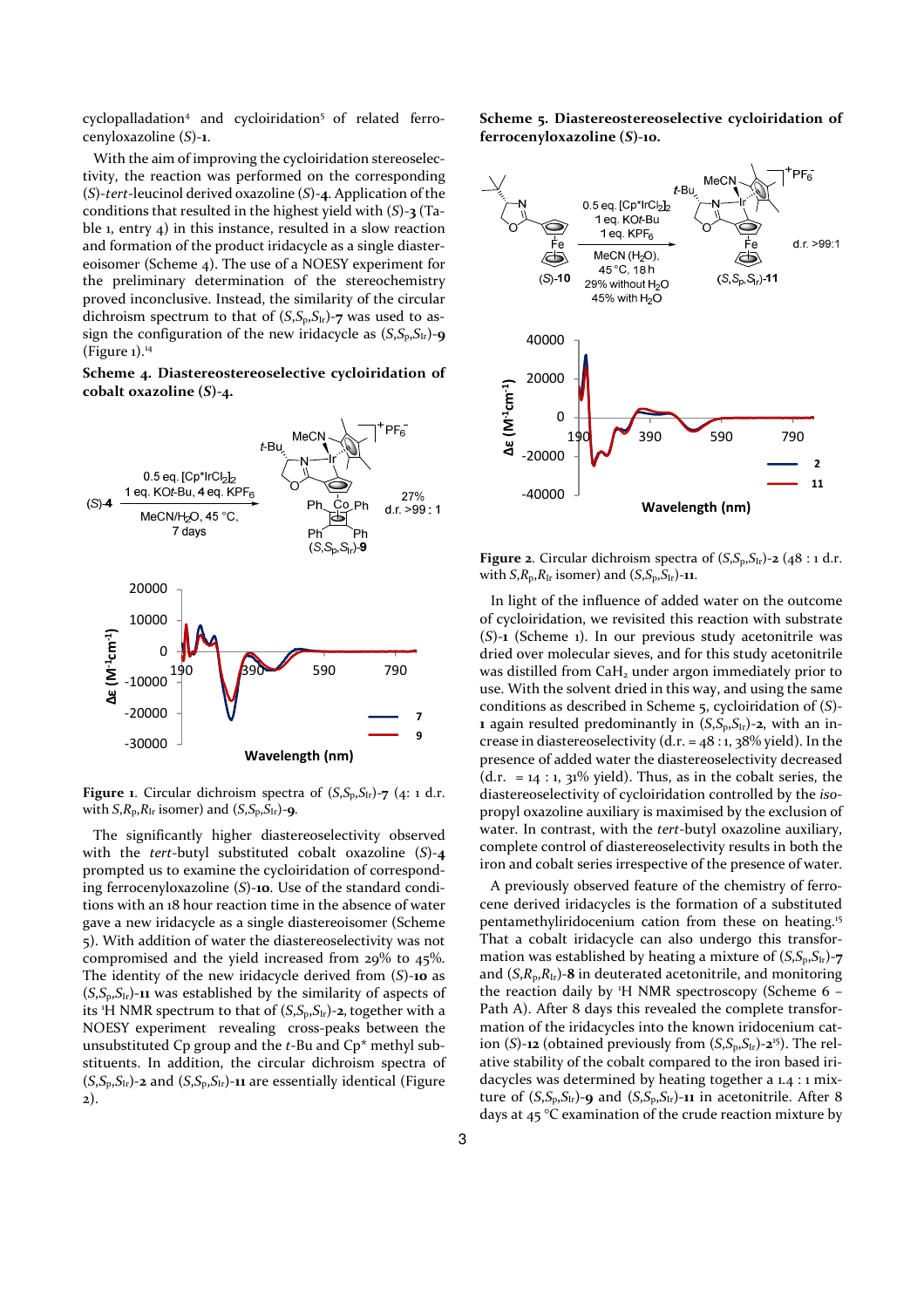cyclopalladation[4] and cycloiridation[5] of related ferrocenyloxazoline (*S*)-**1**.

With the aim of improving the cycloiridation stereoselectivity, the reaction was performed on the corresponding (*S*)-*tert*-leucinol derived oxazoline (*S*)-**4**. Application of the conditions that resulted in the highest yield with (*S*)-**3** (Table 1, entry 4) in this instance, resulted in a slow reaction and formation of the product iridacycle as a single diastereoisomer (Scheme 4). The use of a NOESY experiment for the preliminary determination of the stereochemistry proved inconclusive. Instead, the similarity of the circular dichroism spectrum to that of ($S,S_p,S_{Ir}$)-**7** was used to assign the configuration of the new iridacycle as ($S,S_p,S_{Ir}$)-**9** (Figure 1).[14]

**Scheme 4. Diastereostereoselective cycloiridation of cobalt oxazoline (*S*)-4.**

Figure 1. Circular dichroism spectra of ($S,S_p,S_{Ir}$)-**7** (4: 1 d.r. with $S,R_p,R_{Ir}$ isomer) and ($S,S_p,S_{Ir}$)-**9**.

The significantly higher diastereoselectivity observed with the *tert*-butyl substituted cobalt oxazoline (*S*)-**4** prompted us to examine the cycloiridation of corresponding ferrocenyloxazoline (*S*)-**10**. Use of the standard conditions with an 18 hour reaction time in the absence of water gave a new iridacycle as a single diastereoisomer (Scheme 5). With addition of water the diastereoselectivity was not compromised and the yield increased from 29% to 45%. The identity of the new iridacycle derived from (*S*)-**10** as ($S,S_p,S_{Ir}$)-**11** was established by the similarity of aspects of its [1]H NMR spectrum to that of ($S,S_p,S_{Ir}$)-**2**, together with a NOESY experiment revealing cross-peaks between the unsubstituted Cp group and the *t*-Bu and Cp* methyl substituents. In addition, the circular dichroism spectra of ($S,S_p,S_{Ir}$)-**2** and ($S,S_p,S_{Ir}$)-**11** are essentially identical (Figure 2).

**Scheme 5. Diastereostereoselective cycloiridation of ferrocenyloxazoline (*S*)-10.**

Figure 2. Circular dichroism spectra of ($S,S_p,S_{Ir}$)-**2** (48 : 1 d.r. with $S,R_p,R_{Ir}$ isomer) and ($S,S_p,S_{Ir}$)-**11**.

In light of the influence of added water on the outcome of cycloiridation, we revisited this reaction with substrate (*S*)-**1** (Scheme 1). In our previous study acetonitrile was dried over molecular sieves, and for this study acetonitrile was distilled from $CaH_2$ under argon immediately prior to use. With the solvent dried in this way, and using the same conditions as described in Scheme 5, cycloiridation of (*S*)-**1** again resulted predominantly in ($S,S_p,S_{Ir}$)-**2**, with an increase in diastereoselectivity (d.r. = 48 : 1, 38% yield). In the presence of added water the diastereoselectivity decreased (d.r. = 14 : 1, 31% yield). Thus, as in the cobalt series, the diastereoselectivity of cycloiridation controlled by the *iso*-propyl oxazoline auxiliary is maximised by the exclusion of water. In contrast, with the *tert*-butyl oxazoline auxiliary, complete control of diastereoselectivity results in both the iron and cobalt series irrespective of the presence of water.

A previously observed feature of the chemistry of ferrocene derived iridacycles is the formation of a substituted pentamethyliridocenium cation from these on heating.[15] That a cobalt iridacycle can also undergo this transformation was established by heating a mixture of ($S,S_p,S_{Ir}$)-**7** and ($S,R_p,R_{Ir}$)-**8** in deuterated acetonitrile, and monitoring the reaction daily by [1]H NMR spectroscopy (Scheme 6 – Path A). After 8 days this revealed the complete transformation of the iridacycles into the known iridocenium cation (*S*)-**12** (obtained previously from ($S,S_p,S_{Ir}$)-**2**[15]). The relative stability of the cobalt compared to the iron based iridacycles was determined by heating together a 1.4 : 1 mixture of ($S,S_p,S_{Ir}$)-**9** and ($S,S_p,S_{Ir}$)-**11** in acetonitrile. After 8 days at 45 °C examination of the crude reaction mixture by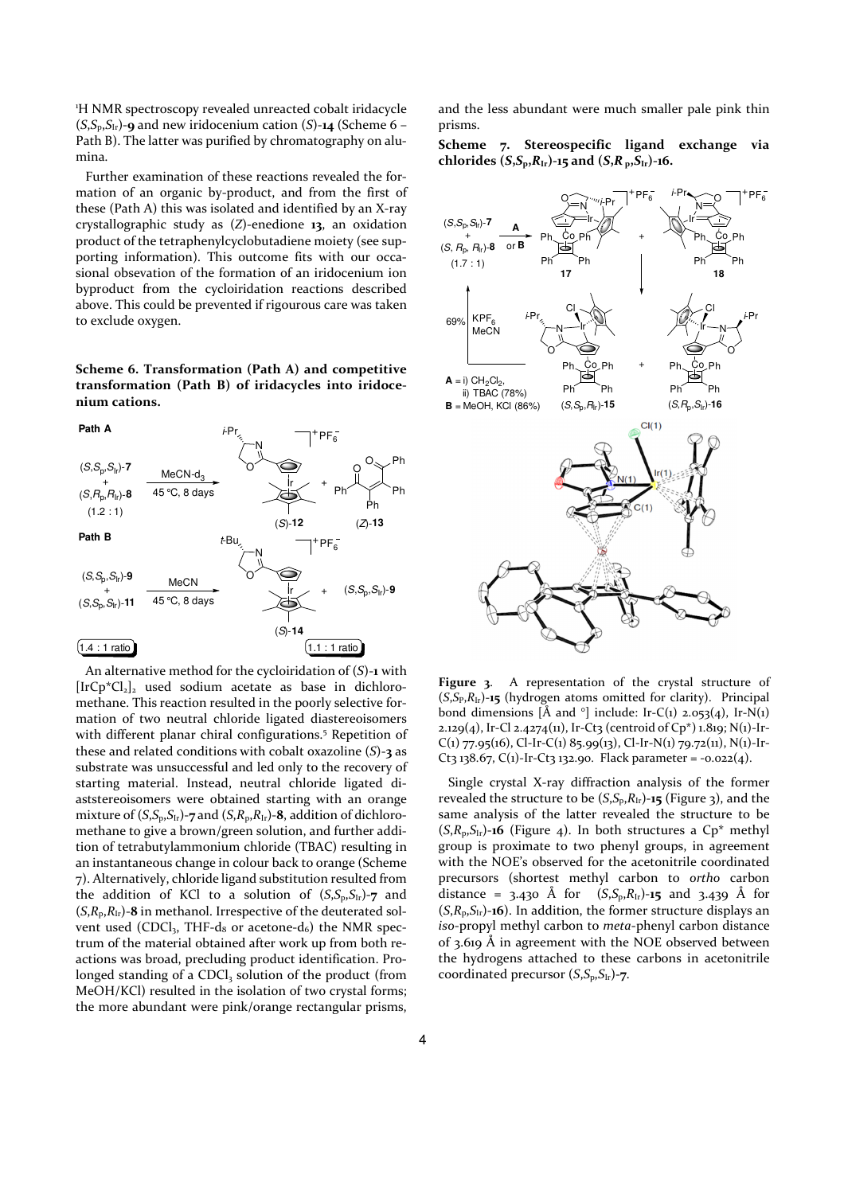$^1$H NMR spectroscopy revealed unreacted cobalt iridacycle ($S$,$S_p$,$S_{Ir}$)-**9** and new iridocenium cation ($S$)-**14** (Scheme 6 – Path B). The latter was purified by chromatography on alumina.

Further examination of these reactions revealed the formation of an organic by-product, and from the first of these (Path A) this was isolated and identified by an X-ray crystallographic study as ($Z$)-enedione **13**, an oxidation product of the tetraphenylcyclobutadiene moiety (see supporting information). This outcome fits with our occasional obsevation of the formation of an iridocenium ion byproduct from the cycloiridation reactions described above. This could be prevented if rigourous care was taken to exclude oxygen.

**Scheme 6. Transformation (Path A) and competitive transformation (Path B) of iridacycles into iridocenium cations.**

An alternative method for the cycloiridation of ($S$)-**1** with $[IrCp^*Cl_2]_2$ used sodium acetate as base in dichloromethane. This reaction resulted in the poorly selective formation of two neutral chloride ligated diastereoisomers with different planar chiral configurations.[5] Repetition of these and related conditions with cobalt oxazoline ($S$)-**3** as substrate was unsuccessful and led only to the recovery of starting material. Instead, neutral chloride ligated diaststereoisomers were obtained starting with an orange mixture of ($S$,$S_p$,$S_{Ir}$)-**7** and ($S$,$R_p$,$R_{Ir}$)-**8**, addition of dichloromethane to give a brown/green solution, and further addition of tetrabutylammonium chloride (TBAC) resulting in an instantaneous change in colour back to orange (Scheme 7). Alternatively, chloride ligand substitution resulted from the addition of KCl to a solution of ($S$,$S_p$,$S_{Ir}$)-**7** and ($S$,$R_p$,$R_{Ir}$)-**8** in methanol. Irrespective of the deuterated solvent used ($CDCl_3$, THF-$d_8$ or acetone-$d_6$) the NMR spectrum of the material obtained after work up from both reactions was broad, precluding product identification. Prolonged standing of a $CDCl_3$ solution of the product (from MeOH/KCl) resulted in the isolation of two crystal forms; the more abundant were pink/orange rectangular prisms, and the less abundant were much smaller pale pink thin prisms.

**Scheme 7. Stereospecific ligand exchange via chlorides ($S$,$S_p$,$R_{Ir}$)-15 and ($S$,$R_p$,$S_{Ir}$)-16.**

**Figure 3**. A representation of the crystal structure of ($S$,$S_P$,$R_{Ir}$)-**15** (hydrogen atoms omitted for clarity). Principal bond dimensions [Å and °] include: Ir-C(1) 2.053(4), Ir-N(1) 2.129(4), Ir-Cl 2.4274(11), Ir-Ct3 (centroid of Cp*) 1.819; N(1)-Ir-C(1) 77.95(16), Cl-Ir-C(1) 85.99(13), Cl-Ir-N(1) 79.72(11), N(1)-Ir-Ct3 138.67, C(1)-Ir-Ct3 132.90. Flack parameter = -0.022(4).

Single crystal X-ray diffraction analysis of the former revealed the structure to be ($S$,$S_p$,$R_{Ir}$)-**15** (Figure 3), and the same analysis of the latter revealed the structure to be ($S$,$R_p$,$S_{Ir}$)-**16** (Figure 4). In both structures a Cp* methyl group is proximate to two phenyl groups, in agreement with the NOE's observed for the acetonitrile coordinated precursors (shortest methyl carbon to *ortho* carbon distance = 3.430 Å for ($S$,$S_p$,$R_{Ir}$)-**15** and 3.439 Å for ($S$,$R_p$,$S_{Ir}$)-**16**). In addition, the former structure displays an *iso*-propyl methyl carbon to *meta*-phenyl carbon distance of 3.619 Å in agreement with the NOE observed between the hydrogens attached to these carbons in acetonitrile coordinated precursor ($S$,$S_p$,$S_{Ir}$)-**7**.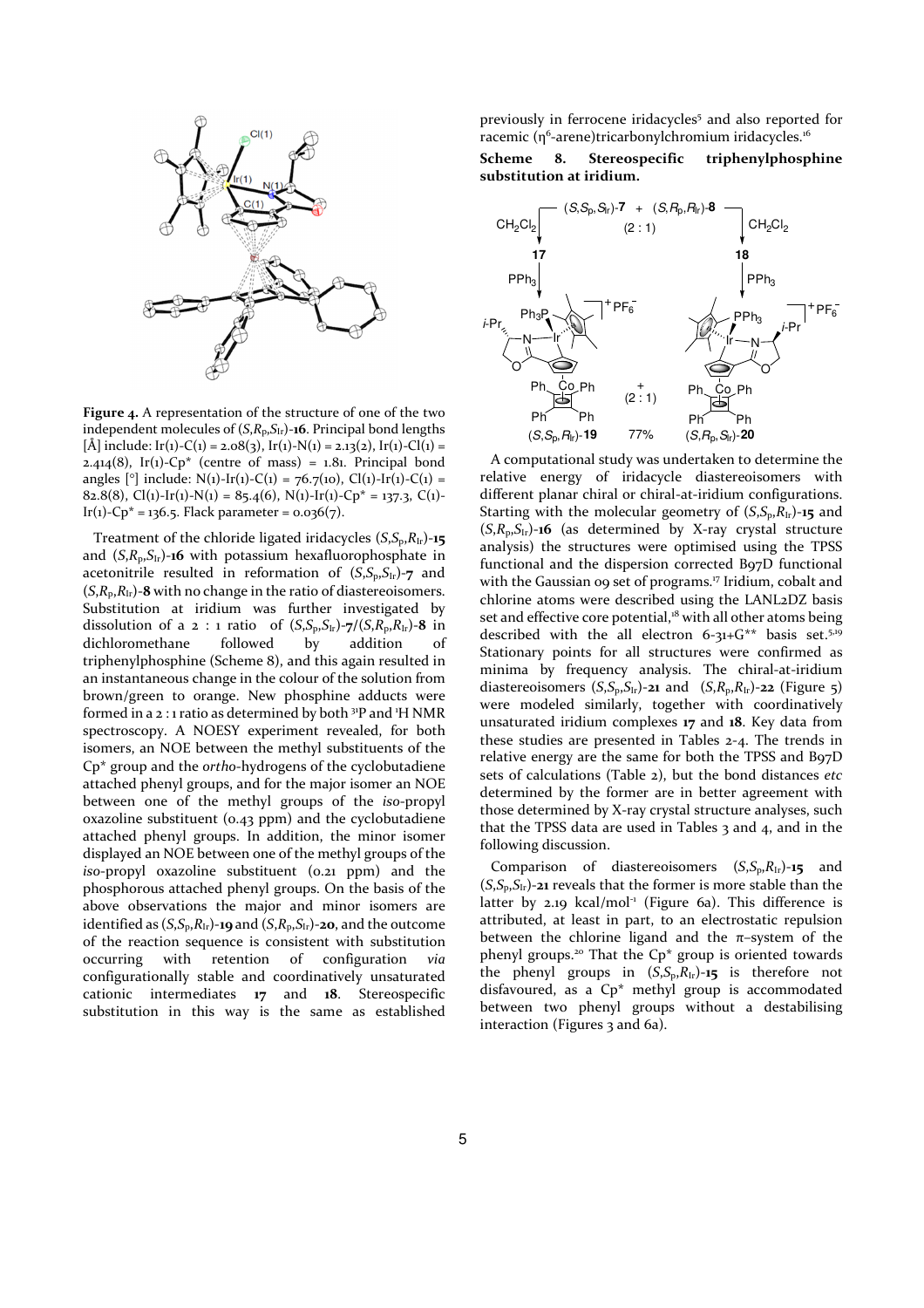**Figure 4.** A representation of the structure of one of the two independent molecules of ($S$,$R_p$,$S_{Ir}$)-**16**. Principal bond lengths [Å] include: Ir(1)-C(1) = 2.08(3), Ir(1)-N(1) = 2.13(2), Ir(1)-Cl(1) = 2.414(8), Ir(1)-Cp* (centre of mass) = 1.81. Principal bond angles [°] include: N(1)-Ir(1)-C(1) = 76.7(10), Cl(1)-Ir(1)-C(1) = 82.8(8), Cl(1)-Ir(1)-N(1) = 85.4(6), N(1)-Ir(1)-Cp* = 137.3, C(1)-Ir(1)-Cp* = 136.5. Flack parameter = 0.036(7).

Treatment of the chloride ligated iridacycles ($S$,$S_p$,$R_{Ir}$)-**15** and ($S$,$R_p$,$S_{Ir}$)-**16** with potassium hexafluorophosphate in acetonitrile resulted in reformation of ($S$,$S_p$,$S_{Ir}$)-**7** and ($S$,$R_p$,$R_{Ir}$)-**8** with no change in the ratio of diastereoisomers. Substitution at iridium was further investigated by dissolution of a 2 : 1 ratio of ($S$,$S_p$,$S_{Ir}$)-**7**/($S$,$R_p$,$R_{Ir}$)-**8** in dichloromethane followed by addition of triphenylphosphine (Scheme 8), and this again resulted in an instantaneous change in the colour of the solution from brown/green to orange. New phosphine adducts were formed in a 2 : 1 ratio as determined by both $^{31}$P and $^{1}$H NMR spectroscopy. A NOESY experiment revealed, for both isomers, an NOE between the methyl substituents of the Cp* group and the *ortho*-hydrogens of the cyclobutadiene attached phenyl groups, and for the major isomer an NOE between one of the methyl groups of the *iso*-propyl oxazoline substituent (0.43 ppm) and the cyclobutadiene attached phenyl groups. In addition, the minor isomer displayed an NOE between one of the methyl groups of the *iso*-propyl oxazoline substituent (0.21 ppm) and the phosphorous attached phenyl groups. On the basis of the above observations the major and minor isomers are identified as ($S$,$S_p$,$R_{Ir}$)-**19** and ($S$,$R_p$,$S_{Ir}$)-**20**, and the outcome of the reaction sequence is consistent with substitution occurring with retention of configuration *via* configurationally stable and coordinatively unsaturated cationic intermediates **17** and **18**. Stereospecific substitution in this way is the same as established previously in ferrocene iridacycles[5] and also reported for racemic ($\eta^6$-arene)tricarbonylchromium iridacycles.[16]

**Scheme 8. Stereospecific triphenylphosphine substitution at iridium.**

A computational study was undertaken to determine the relative energy of iridacycle diastereoisomers with different planar chiral or chiral-at-iridium configurations. Starting with the molecular geometry of ($S$,$S_p$,$R_{Ir}$)-**15** and ($S$,$R_p$,$S_{Ir}$)-**16** (as determined by X-ray crystal structure analysis) the structures were optimised using the TPSS functional and the dispersion corrected B97D functional with the Gaussian 09 set of programs.[17] Iridium, cobalt and chlorine atoms were described using the LANL2DZ basis set and effective core potential,[18] with all other atoms being described with the all electron 6-31+G** basis set.[5,19] Stationary points for all structures were confirmed as minima by frequency analysis. The chiral-at-iridium diastereoisomers ($S$,$S_p$,$S_{Ir}$)-**21** and ($S$,$R_p$,$R_{Ir}$)-**22** (Figure 5) were modeled similarly, together with coordinatively unsaturated iridium complexes **17** and **18**. Key data from these studies are presented in Tables 2-4. The trends in relative energy are the same for both the TPSS and B97D sets of calculations (Table 2), but the bond distances *etc* determined by the former are in better agreement with those determined by X-ray crystal structure analyses, such that the TPSS data are used in Tables 3 and 4, and in the following discussion.

Comparison of diastereoisomers ($S$,$S_p$,$R_{Ir}$)-**15** and ($S$,$S_p$,$S_{Ir}$)-**21** reveals that the former is more stable than the latter by 2.19 kcal/mol$^{-1}$ (Figure 6a). This difference is attributed, at least in part, to an electrostatic repulsion between the chlorine ligand and the π–system of the phenyl groups.[20] That the Cp* group is oriented towards the phenyl groups in ($S$,$S_p$,$R_{Ir}$)-**15** is therefore not disfavoured, as a Cp* methyl group is accommodated between two phenyl groups without a destabilising interaction (Figures 3 and 6a).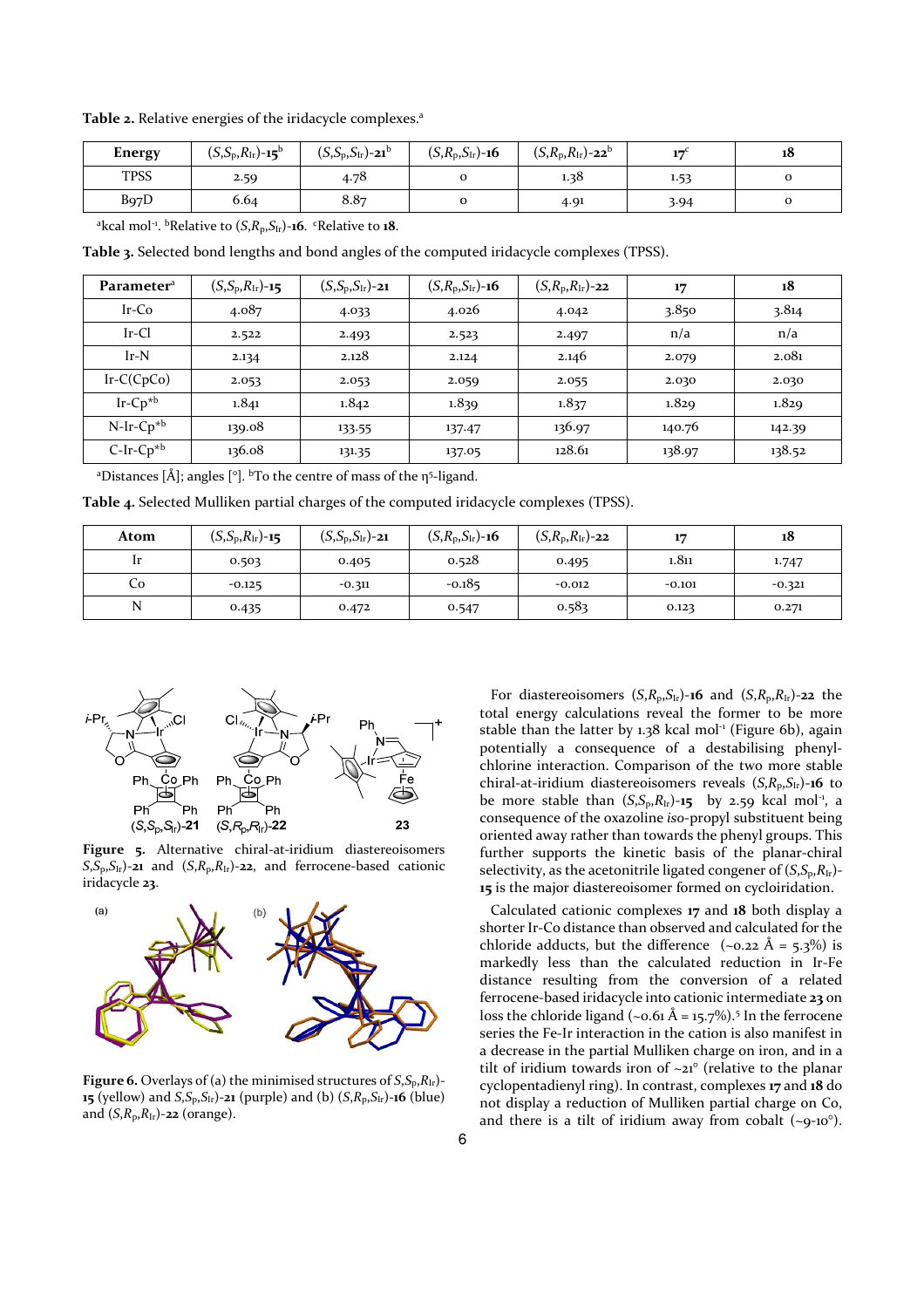**Table 2.** Relative energies of the iridacycle complexes.[a]

| Energy | $(S,S_p,R_{Ir})$-**15**[b] | $(S,S_p,S_{Ir})$-**21**[b] | $(S,R_p,S_{Ir})$-**16** | $(S,R_p,R_{Ir})$-**22**[b] | **17**[c] | **18** |
|---|---|---|---|---|---|---|
| TPSS | 2.59 | 4.78 | 0 | 1.38 | 1.53 | 0 |
| B97D | 6.64 | 8.87 | 0 | 4.91 | 3.94 | 0 |

[a]kcal mol$^{-1}$. [b]Relative to $(S,R_p,S_{Ir})$-**16**. [c]Relative to **18**.

**Table 3.** Selected bond lengths and bond angles of the computed iridacycle complexes (TPSS).

| Parameter[a] | $(S,S_p,R_{Ir})$-**15** | $(S,S_p,S_{Ir})$-**21** | $(S,R_p,S_{Ir})$-**16** | $(S,R_p,R_{Ir})$-**22** | **17** | **18** |
|---|---|---|---|---|---|---|
| Ir-Co | 4.087 | 4.033 | 4.026 | 4.042 | 3.850 | 3.814 |
| Ir-Cl | 2.522 | 2.493 | 2.523 | 2.497 | n/a | n/a |
| Ir-N | 2.134 | 2.128 | 2.124 | 2.146 | 2.079 | 2.081 |
| Ir-C(CpCo) | 2.053 | 2.053 | 2.059 | 2.055 | 2.030 | 2.030 |
| Ir-Cp*[b] | 1.841 | 1.842 | 1.839 | 1.837 | 1.829 | 1.829 |
| N-Ir-Cp*[b] | 139.08 | 133.55 | 137.47 | 136.97 | 140.76 | 142.39 |
| C-Ir-Cp*[b] | 136.08 | 131.35 | 137.05 | 128.61 | 138.97 | 138.52 |

[a]Distances [Å]; angles [°]. [b]To the centre of mass of the η$^5$-ligand.

**Table 4.** Selected Mulliken partial charges of the computed iridacycle complexes (TPSS).

| Atom | $(S,S_p,R_{Ir})$-**15** | $(S,S_p,S_{Ir})$-**21** | $(S,R_p,S_{Ir})$-**16** | $(S,R_p,R_{Ir})$-**22** | **17** | **18** |
|---|---|---|---|---|---|---|
| Ir | 0.503 | 0.405 | 0.528 | 0.495 | 1.811 | 1.747 |
| Co | -0.125 | -0.311 | -0.185 | -0.012 | -0.101 | -0.321 |
| N | 0.435 | 0.472 | 0.547 | 0.583 | 0.123 | 0.271 |

**Figure 5.** Alternative chiral-at-iridium diastereoisomers $S,S_p,S_{Ir}$)-**21** and $(S,R_p,R_{Ir})$-**22**, and ferrocene-based cationic iridacycle **23**.

**Figure 6.** Overlays of (a) the minimised structures of $S,S_p,R_{Ir}$)-**15** (yellow) and $S,S_p,S_{Ir}$)-**21** (purple) and (b) $(S,R_p,S_{Ir})$-**16** (blue) and $(S,R_p,R_{Ir})$-**22** (orange).

For diastereoisomers $(S,R_p,S_{Ir})$-**16** and $(S,R_p,R_{Ir})$-**22** the total energy calculations reveal the former to be more stable than the latter by 1.38 kcal mol$^{-1}$ (Figure 6b), again potentially a consequence of a destabilising phenyl-chlorine interaction. Comparison of the two more stable chiral-at-iridium diastereoisomers reveals $(S,R_p,S_{Ir})$-**16** to be more stable than $(S,S_p,R_{Ir})$-**15** by 2.59 kcal mol$^{-1}$, a consequence of the oxazoline *iso*-propyl substituent being oriented away rather than towards the phenyl groups. This further supports the kinetic basis of the planar-chiral selectivity, as the acetonitrile ligated congener of $(S,S_p,R_{Ir})$-**15** is the major diastereoisomer formed on cycloiridation.

Calculated cationic complexes **17** and **18** both display a shorter Ir-Co distance than observed and calculated for the chloride adducts, but the difference (~0.22 Å = 5.3%) is markedly less than the calculated reduction in Ir-Fe distance resulting from the conversion of a related ferrocene-based iridacycle into cationic intermediate **23** on loss the chloride ligand (~0.61 Å = 15.7%).[5] In the ferrocene series the Fe-Ir interaction in the cation is also manifest in a decrease in the partial Mulliken charge on iron, and in a tilt of iridium towards iron of ~21° (relative to the planar cyclopentadienyl ring). In contrast, complexes **17** and **18** do not display a reduction of Mulliken partial charge on Co, and there is a tilt of iridium away from cobalt (~9-10°).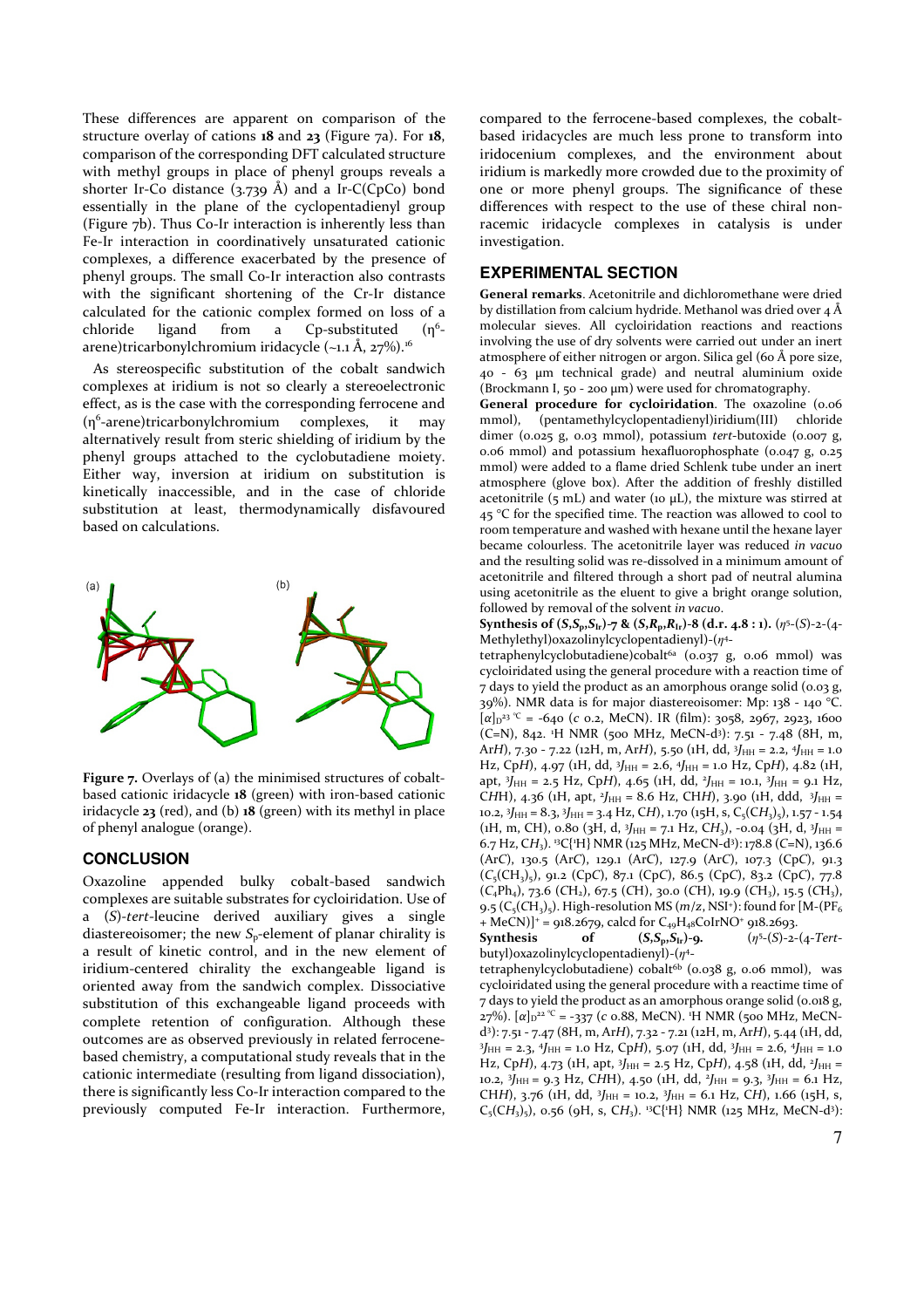These differences are apparent on comparison of the structure overlay of cations **18** and **23** (Figure 7a). For **18**, comparison of the corresponding DFT calculated structure with methyl groups in place of phenyl groups reveals a shorter Ir-Co distance (3.739 Å) and a Ir-C(CpCo) bond essentially in the plane of the cyclopentadienyl group (Figure 7b). Thus Co-Ir interaction is inherently less than Fe-Ir interaction in coordinatively unsaturated cationic complexes, a difference exacerbated by the presence of phenyl groups. The small Co-Ir interaction also contrasts with the significant shortening of the Cr-Ir distance calculated for the cationic complex formed on loss of a chloride ligand from a Cp-substituted ($\eta^6$-arene)tricarbonylchromium iridacycle (~1.1 Å, 27%).[16]

As stereospecific substitution of the cobalt sandwich complexes at iridium is not so clearly a stereoelectronic effect, as is the case with the corresponding ferrocene and ($\eta^6$-arene)tricarbonylchromium complexes, it may alternatively result from steric shielding of iridium by the phenyl groups attached to the cyclobutadiene moiety. Either way, inversion at iridium on substitution is kinetically inaccessible, and in the case of chloride substitution at least, thermodynamically disfavoured based on calculations.

**Figure 7.** Overlays of (a) the minimised structures of cobalt-based cationic iridacycle **18** (green) with iron-based cationic iridacycle **23** (red), and (b) **18** (green) with its methyl in place of phenyl analogue (orange).

## CONCLUSION

Oxazoline appended bulky cobalt-based sandwich complexes are suitable substrates for cycloiridation. Use of a (*S*)-*tert*-leucine derived auxiliary gives a single diastereoisomer; the new $S_p$-element of planar chirality is a result of kinetic control, and in the new element of iridium-centered chirality the exchangeable ligand is oriented away from the sandwich complex. Dissociative substitution of this exchangeable ligand proceeds with complete retention of configuration. Although these outcomes are as observed previously in related ferrocene-based chemistry, a computational study reveals that in the cationic intermediate (resulting from ligand dissociation), there is significantly less Co-Ir interaction compared to the previously computed Fe-Ir interaction. Furthermore, compared to the ferrocene-based complexes, the cobalt-based iridacycles are much less prone to transform into iridocenium complexes, and the environment about iridium is markedly more crowded due to the proximity of one or more phenyl groups. The significance of these differences with respect to the use of these chiral non-racemic iridacycle complexes in catalysis is under investigation.

## EXPERIMENTAL SECTION

**General remarks**. Acetonitrile and dichloromethane were dried by distillation from calcium hydride. Methanol was dried over 4 Å molecular sieves. All cycloiridation reactions and reactions involving the use of dry solvents were carried out under an inert atmosphere of either nitrogen or argon. Silica gel (60 Å pore size, 40 - 63 µm technical grade) and neutral aluminium oxide (Brockmann I, 50 - 200 µm) were used for chromatography.

**General procedure for cycloiridation**. The oxazoline (0.06 mmol), (pentamethylcyclopentadienyl)iridium(III) chloride dimer (0.025 g, 0.03 mmol), potassium *tert*-butoxide (0.007 g, 0.06 mmol) and potassium hexafluorophosphate (0.047 g, 0.25 mmol) were added to a flame dried Schlenk tube under an inert atmosphere (glove box). After the addition of freshly distilled acetonitrile (5 mL) and water (10 µL), the mixture was stirred at 45 °C for the specified time. The reaction was allowed to cool to room temperature and washed with hexane until the hexane layer became colourless. The acetonitrile layer was reduced *in vacuo* and the resulting solid was re-dissolved in a minimum amount of acetonitrile and filtered through a short pad of neutral alumina using acetonitrile as the eluent to give a bright orange solution, followed by removal of the solvent *in vacuo*.

**Synthesis of (*S*,*S*$_p$,*S*$_{Ir}$)-7 & (*S*,*R*$_p$,*R*$_{Ir}$)-8 (d.r. 4.8 : 1).** ($\eta^5$-(*S*)-2-(4-Methylethyl)oxazolinylcyclopentadienyl)-($\eta^4$-tetraphenylcyclobutadiene)cobalt[6a] (0.037 g, 0.06 mmol) was cycloiridated using the general procedure with a reaction time of 7 days to yield the product as an amorphous orange solid (0.03 g, 39%). NMR data is for major diastereoisomer: Mp: 138 - 140 °C. $[\alpha]_D^{23\ °C}$ = -640 (*c* 0.2, MeCN). IR (film): 3058, 2967, 2923, 1600 (C=N), 842. $^1$H NMR (500 MHz, MeCN-d$^3$): 7.51 - 7.48 (8H, m, Ar*H*), 7.30 - 7.22 (12H, m, Ar*H*), 5.50 (1H, dd, $^3J_{HH}$ = 2.2, $^4J_{HH}$ = 1.0 Hz, Cp*H*), 4.97 (1H, dd, $^3J_{HH}$ = 2.6, $^4J_{HH}$ = 1.0 Hz, Cp*H*), 4.82 (1H, apt, $^3J_{HH}$ = 2.5 Hz, Cp*H*), 4.65 (1H, dd, $^2J_{HH}$ = 10.1, $^3J_{HH}$ = 9.1 Hz, C*H*H), 4.36 (1H, apt, $^2J_{HH}$ = 8.6 Hz, CH*H*), 3.90 (1H, ddd, $^3J_{HH}$ = 10.2, $^3J_{HH}$ = 8.3, $^3J_{HH}$ = 3.4 Hz, C*H*), 1.70 (15H, s, $C_5(CH_3)_5$), 1.57 - 1.54 (1H, m, CH), 0.80 (3H, d, $^3J_{HH}$ = 7.1 Hz, C*H*$_3$), -0.04 (3H, d, $^3J_{HH}$ = 6.7 Hz, C*H*$_3$). $^{13}$C{$^1$H} NMR (125 MHz, MeCN-d$^3$): 178.8 (*C*=N), 136.6 (Ar*C*), 130.5 (Ar*C*), 129.1 (Ar*C*), 127.9 (Ar*C*), 107.3 (Cp*C*), 91.3 ($C_5(CH_3)_5$), 91.2 (Cp*C*), 87.1 (Cp*C*), 86.5 (Cp*C*), 83.2 (Cp*C*), 77.8 ($C_4Ph_4$), 73.6 ($CH_2$), 67.5 (*C*H), 30.0 (*C*H), 19.9 (*C*H$_3$), 15.5 (*C*H$_3$), 9.5 ($C_5(CH_3)_5$). High-resolution MS (*m*/*z*, NSI$^+$): found for [M-(PF$_6$ + MeCN)]$^+$ = 918.2679, calcd for $C_{49}H_{48}CoIrNO^+$ 918.2693.

**Synthesis of (*S*,*S*$_p$,*S*$_{Ir}$)-9.** ($\eta^5$-(*S*)-2-(4-*Tert*-butyl)oxazolinylcyclopentadienyl)-($\eta^4$-tetraphenylcyclobutadiene) cobalt[6b] (0.038 g, 0.06 mmol), was cycloiridated using the general procedure with a reactime time of 7 days to yield the product as an amorphous orange solid (0.018 g, 27%). $[\alpha]_D^{22\ °C}$ = -337 (*c* 0.88, MeCN). $^1$H NMR (500 MHz, MeCN-d$^3$): 7.51 - 7.47 (8H, m, Ar*H*), 7.32 - 7.21 (12H, m, Ar*H*), 5.44 (1H, dd, $^3J_{HH}$ = 2.3, $^4J_{HH}$ = 1.0 Hz, Cp*H*), 5.07 (1H, dd, $^3J_{HH}$ = 2.6, $^4J_{HH}$ = 1.0 Hz, Cp*H*), 4.73 (1H, apt, $^3J_{HH}$ = 2.5 Hz, Cp*H*), 4.58 (1H, dd, $^2J_{HH}$ = 10.2, $^3J_{HH}$ = 9.3 Hz, C*H*H), 4.50 (1H, dd, $^2J_{HH}$ = 9.3, $^3J_{HH}$ = 6.1 Hz, CH*H*), 3.76 (1H, dd, $^3J_{HH}$ = 10.2, $^3J_{HH}$ = 6.1 Hz, C*H*), 1.66 (15H, s, $C_5(CH_3)_5$), 0.56 (9H, s, C*H*$_3$). $^{13}$C{$^1$H} NMR (125 MHz, MeCN-d$^3$):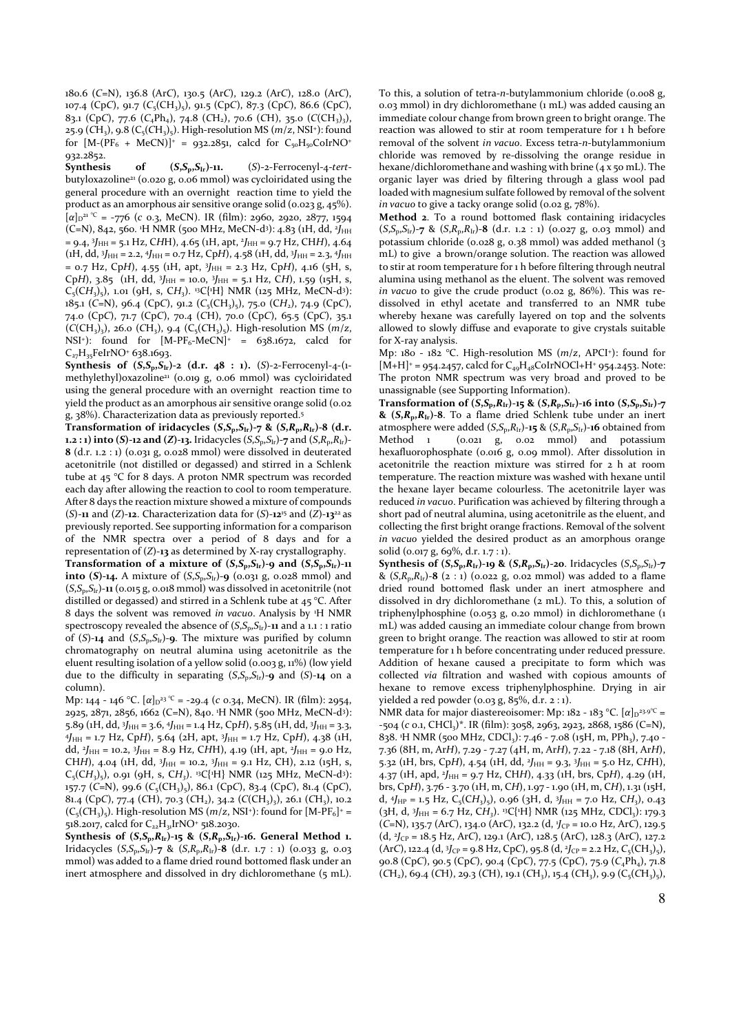180.6 (*C*=N), 136.8 (Ar*C*), 130.5 (Ar*C*), 129.2 (Ar*C*), 128.0 (Ar*C*), 107.4 (Cp*C*), 91.7 ($C_5$($CH_3$)$_5$), 91.5 (Cp*C*), 87.3 (Cp*C*), 86.6 (Cp*C*), 83.1 (Cp*C*), 77.6 ($C_4$Ph$_4$), 74.8 ($CH_2$), 70.6 (*C*H), 35.0 (*C*($CH_3$)$_3$), 25.9 ($CH_3$), 9.8 ($C_5$($CH_3$)$_5$). High-resolution MS (*m*/*z*, NSI+): found for [M-($PF_6$ + MeCN)]+ = 932.2851, calcd for $C_{50}H_{50}$CoIrNO+ 932.2852.

**Synthesis of (*S*,*S*p,*S*Ir)-11.** (*S*)-2-Ferrocenyl-4-*tert*-butyloxazoline[21] (0.020 g, 0.06 mmol) was cycloiridated using the general procedure with an overnight reaction time to yield the product as an amorphous air sensitive orange solid (0.023 g, 45%). $[\alpha]_D^{21\,°C}$ = -776 (*c* 0.3, MeCN). IR (film): 2960, 2920, 2877, 1594 (C=N), 842, 560. ¹H NMR (500 MHz, MeCN-d³): 4.83 (1H, dd, $^2J_{HH}$ = 9.4, $^3J_{HH}$ = 5.1 Hz, C*H*H), 4.65 (1H, apt, $^2J_{HH}$ = 9.7 Hz, CH*H*), 4.64 (1H, dd, $^3J_{HH}$ = 2.2, $^4J_{HH}$ = 0.7 Hz, Cp*H*), 4.58 (1H, dd, $^3J_{HH}$ = 2.3, $^4J_{HH}$ = 0.7 Hz, Cp*H*), 4.55 (1H, apt, $^3J_{HH}$ = 2.3 Hz, Cp*H*), 4.16 (5H, s, Cp*H*), 3.85 (1H, dd, $^3J_{HH}$ = 10.0, $^3J_{HH}$ = 5.1 Hz, C*H*), 1.59 (15H, s, $C_5$($CH_3$)$_5$), 1.01 (9H, s, $CH_3$). ¹³C{¹H} NMR (125 MHz, MeCN-d³): 185.1 (C=N), 96.4 (Cp*C*), 91.2 ($C_5$($CH_3$)$_5$), 75.0 ($CH_2$), 74.9 (Cp*C*), 74.0 (Cp*C*), 71.7 (Cp*C*), 70.4 (*C*H), 70.0 (Cp*C*), 65.5 (Cp*C*), 35.1 (*C*($CH_3$)$_3$), 26.0 ($CH_3$), 9.4 ($C_5$($CH_3$)$_5$). High-resolution MS (*m*/*z*, NSI+): found for [M-$PF_6$-MeCN]+ = 638.1672, calcd for $C_{27}H_{35}$FeIrNO+ 638.1693.

**Synthesis of (*S*,*S*p,*S*Ir)-2 (d.r. 48 : 1).** (*S*)-2-Ferrocenyl-4-(1-methylethyl)oxazoline[21] (0.019 g, 0.06 mmol) was cycloiridated using the general procedure with an overnight reaction time to yield the product as an amorphous air sensitive orange solid (0.02 g, 38%). Characterization data as previously reported.[5]

**Transformation of iridacycles (*S*,*S*p,*S*Ir)-7 & (*R*,*R*p,*R*Ir)-8 (d.r. 1.2 : 1) into (*S*)-12 and (*Z*)-13.** Iridacycles (*S*,*S*p,*S*Ir)-**7** and (*S*,*R*p,*R*Ir)-**8** (d.r. 1.2 : 1) (0.031 g, 0.028 mmol) were dissolved in deuterated acetonitrile (not distilled or degassed) and stirred in a Schlenk tube at 45 °C for 8 days. A proton NMR spectrum was recorded each day after allowing the reaction to cool to room temperature. After 8 days the reaction mixture showed a mixture of compounds (*S*)-**11** and (*Z*)-**12**. Characterization data for (*S*)-**12**[15] and (*Z*)-**13**[22] as previously reported. See supporting information for a comparison of the NMR spectra over a period of 8 days and for a representation of (*Z*)-**13** as determined by X-ray crystallography.

**Transformation of a mixture of (*S*,*S*p,*S*Ir)-9 and (*S*,*S*p,*S*Ir)-11 into (*S*)-14.** A mixture of (*S*,*S*p,*S*Ir)-**9** (0.031 g, 0.028 mmol) and (*S*,*S*p,*S*Ir)-**11** (0.015 g, 0.018 mmol) was dissolved in acetonitrile (not distilled or degassed) and stirred in a Schlenk tube at 45 °C. After 8 days the solvent was removed *in vacuo*. Analysis by ¹H NMR spectroscopy revealed the absence of (*S*,*S*p,*S*Ir)-**11** and a 1.1 : 1 ratio of (*S*)-**14** and (*S*,*S*p,*S*Ir)-**9**. The mixture was purified by column chromatography on neutral alumina using acetonitrile as the eluent resulting isolation of a yellow solid (0.003 g, 11%) (low yield due to the difficulty in separating (*S*,*S*p,*S*Ir)-**9** and (*S*)-**14** on a column).

Mp: 144 - 146 °C. $[\alpha]_D^{23\,°C}$ = -29.4 (*c* 0.34, MeCN). IR (film): 2954, 2925, 2871, 2856, 1662 (C=N), 840. ¹H NMR (500 MHz, MeCN-d³): 5.89 (1H, dd, $^3J_{HH}$ = 3.6, $^4J_{HH}$ = 1.4 Hz, Cp*H*), 5.85 (1H, dd, $^3J_{HH}$ = 3.3, $^4J_{HH}$ = 1.7 Hz, Cp*H*), 5.64 (2H, apt, $^3J_{HH}$ = 1.7 Hz, Cp*H*), 4.38 (1H, dd, $^2J_{HH}$ = 10.2, $^3J_{HH}$ = 8.9 Hz, C*H*H), 4.19 (1H, apt, $^2J_{HH}$ = 9.0 Hz, CH*H*), 4.04 (1H, dd, $^3J_{HH}$ = 10.2, $^3J_{HH}$ = 9.1 Hz, CH), 2.12 (15H, s, $C_5$($CH_3$)$_5$), 0.91 (9H, s, $CH_3$). ¹³C{¹H} NMR (125 MHz, MeCN-d³): 157.7 (*C*=N), 99.6 ($C_5$($CH_3$)$_5$), 86.1 (Cp*C*), 83.4 (Cp*C*), 81.4 (Cp*C*), 81.4 (Cp*C*), 77.4 (*C*H), 70.3 ($CH_2$), 34.2 (*C*($CH_3$)$_3$), 26.1 ($CH_3$), 10.2 ($C_5$($CH_3$)$_5$). High-resolution MS (*m*/*z*, NSI+): found for [M-$PF_6$]+ = 518.2017, calcd for $C_{22}H_{31}$IrNO+ 518.2030.

**Synthesis of (*S*,*S*p,*R*Ir)-15 & (*S*,*R*p,*S*Ir)-16. General Method 1.** Iridacycles (*S*,*S*p,*S*Ir)-**7** & (*S*,*R*p,*R*Ir)-**8** (d.r. 1.7 : 1) (0.033 g, 0.03 mmol) was added to a flame dried round bottomed flask under an inert atmosphere and dissolved in dry dichloromethane (5 mL). To this, a solution of tetra-*n*-butylammonium chloride (0.008 g, 0.03 mmol) in dry dichloromethane (1 mL) was added causing an immediate colour change from brown green to bright orange. The reaction was allowed to stir at room temperature for 1 h before removal of the solvent *in vacuo*. Excess tetra-*n*-butylammonium chloride was removed by re-dissolving the orange residue in hexane/dichloromethane and washing with brine (4 x 50 mL). The organic layer was dried by filtering through a glass wool pad loaded with magnesium sulfate followed by removal of the solvent *in vacuo* to give a tacky orange solid (0.02 g, 78%).

**Method 2**. To a round bottomed flask containing iridacycles (*S*,*S*p,*S*Ir)-**7** & (*S*,*R*p,*R*Ir)-**8** (d.r. 1.2 : 1) (0.027 g, 0.03 mmol) and potassium chloride (0.028 g, 0.38 mmol) was added methanol (3 mL) to give a brown/orange solution. The reaction was allowed to stir at room temperature for 1 h before filtering through neutral alumina using methanol as the eluent. The solvent was removed *in vacuo* to give the crude product (0.02 g, 86%). This was re-dissolved in ethyl acetate and transferred to an NMR tube whereby hexane was carefully layered on top and the solvents allowed to slowly diffuse and evaporate to give crystals suitable for X-ray analysis.

Mp: 180 - 182 °C. High-resolution MS (*m*/*z*, APCI+): found for [M+H]+ = 954.2457, calcd for $C_{49}H_{48}$CoIrNOCl+H+ 954.2453. Note: The proton NMR spectrum was very broad and proved to be unassignable (see Supporting Information).

**Transformation of (*S*,*S*p,*R*Ir)-15 & (*S*,*R*p,*S*Ir)-16 into (*S*,*S*p,*S*Ir)-7 & (*S*,*R*p,*R*Ir)-8.** To a flame dried Schlenk tube under an inert atmosphere were added (*S*,*S*p,*R*Ir)-**15** & (*S*,*R*p,*S*Ir)-**16** obtained from Method 1 (0.021 g, 0.02 mmol) and potassium hexafluorophosphate (0.016 g, 0.09 mmol). After dissolution in acetonitrile the reaction mixture was stirred for 2 h at room temperature. The reaction mixture was washed with hexane until the hexane layer became colourless. The acetonitrile layer was reduced *in vacuo*. Purification was achieved by filtering through a short pad of neutral alumina, using acetonitrile as the eluent, and collecting the first bright orange fractions. Removal of the solvent *in vacuo* yielded the desired product as an amorphous orange solid (0.017 g, 69%, d.r. 1.7 : 1).

**Synthesis of (*S*,*S*p,*R*Ir)-19 & (*S*,*R*p,*S*Ir)-20.** Iridacycles (*S*,*S*p,*S*Ir)-**7** & (*S*,*R*p,*R*Ir)-**8** (2 : 1) (0.022 g, 0.02 mmol) was added to a flame dried round bottomed flask under an inert atmosphere and dissolved in dry dichloromethane (2 mL). To this, a solution of triphenylphosphine (0.053 g, 0.20 mmol) in dichloromethane (1 mL) was added causing an immediate colour change from brown green to bright orange. The reaction was allowed to stir at room temperature for 1 h before concentrating under reduced pressure. Addition of hexane caused a precipitate to form which was collected *via* filtration and washed with copious amounts of hexane to remove excess triphenylphosphine. Drying in air yielded a red powder (0.03 g, 85%, d.r. 2 : 1).

NMR data for major diastereoisomer: Mp: 182 - 183 °C. $[\alpha]_D^{23.9\,°C}$ = -504 (*c* 0.1, $CHCl_3$)*. IR (film): 3058, 2963, 2923, 2868, 1586 (C=N), 838. ¹H NMR (500 MHz, $CDCl_3$): 7.46 - 7.08 (15H, m, PPh$_3$), 7.40 - 7.36 (8H, m, Ar*H*), 7.29 - 7.27 (4H, m, Ar*H*), 7.22 - 7.18 (8H, Ar*H*), 5.32 (1H, brs, Cp*H*), 4.54 (1H, dd, $^2J_{HH}$ = 9.3, $^3J_{HH}$ = 5.0 Hz, C*H*H), 4.37 (1H, apd, $^2J_{HH}$ = 9.7 Hz, CH*H*), 4.33 (1H, brs, Cp*H*), 4.29 (1H, brs, Cp*H*), 3.76 - 3.70 (1H, m, C*H*), 1.97 - 1.90 (1H, m, C*H*), 1.31 (15H, d, $^4J_{HP}$ = 1.5 Hz, $C_5$($CH_3$)$_5$), 0.96 (3H, d, $^3J_{HH}$ = 7.0 Hz, $CH_3$), 0.43 (3H, d, $^3J_{HH}$ = 6.7 Hz, $CH_3$). ¹³C{¹H} NMR (125 MHz, $CDCl_3$): 179.3 (*C*=N), 135.7 (Ar*C*), 134.0 (Ar*C*), 132.2 (d, $^1J_{CP}$ = 10.0 Hz, Ar*C*), 129.5 (d, $^2J_{CP}$ = 18.5 Hz, Ar*C*), 129.1 (Ar*C*), 128.5 (Ar*C*), 128.3 (Ar*C*), 127.2 (Ar*C*), 122.4 (d, $^3J_{CP}$ = 9.8 Hz, Cp*C*), 95.8 (d, $^2J_{CP}$ = 2.2 Hz, $C_5$($CH_3$)$_5$), 90.8 (Cp*C*), 90.5 (Cp*C*), 90.4 (Cp*C*), 77.5 (Cp*C*), 75.9 ($C_4$Ph$_4$), 71.8 ($CH_2$), 69.4 (*C*H), 29.3 (*C*H), 19.1 ($CH_3$), 15.4 ($CH_3$), 9.9 ($C_5$($CH_3$)$_5$),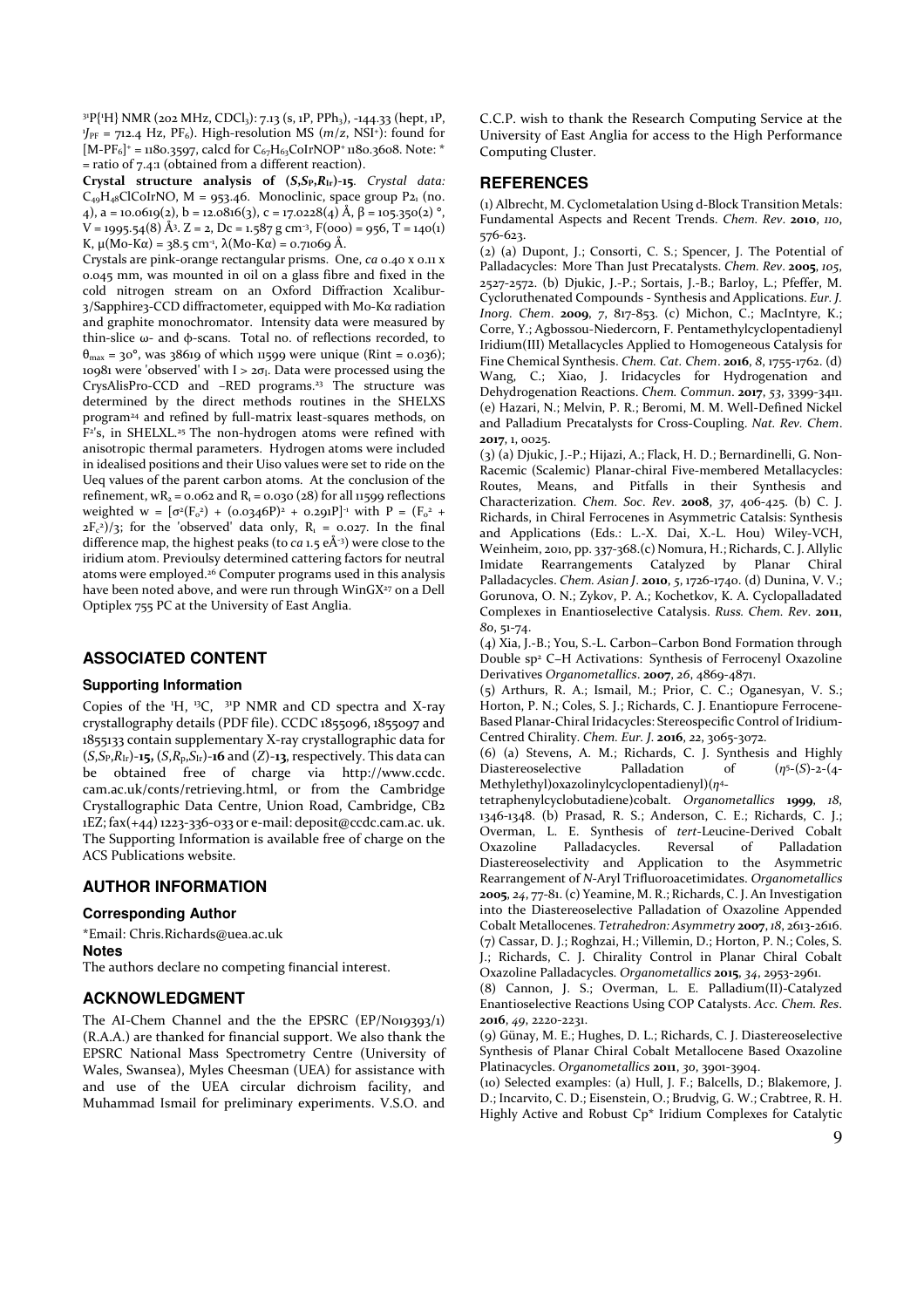$^{31}P\{^1H\}$ NMR (202 MHz, $CDCl_3$): 7.13 (s, 1P, $PPh_3$), -144.33 (hept, 1P, $^1J_{PF}$ = 712.4 Hz, $PF_6$). High-resolution MS ($m/z$, NSI+): found for $[M-PF_6]^+$ = 1180.3597, calcd for $C_{67}H_{63}CoIrNOP^+$ 1180.3608. Note: * = ratio of 7.4:1 (obtained from a different reaction).

**Crystal structure analysis of ($S,S_P,R_{Ir}$)-15**. *Crystal data:* $C_{49}H_{48}ClCoIrNO$, M = 953.46. Monoclinic, space group $P2_1$ (no. 4), a = 10.0619(2), b = 12.0816(3), c = 17.0228(4) Å, β = 105.350(2) °, V = 1995.54(8) Å$^3$. Z = 2, Dc = 1.587 g cm$^{-3}$, F(000) = 956, T = 140(1) K, μ(Mo-Kα) = 38.5 cm$^{-1}$, λ(Mo-Kα) = 0.71069 Å.

Crystals are pink-orange rectangular prisms. One, *ca* 0.40 x 0.11 x 0.045 mm, was mounted in oil on a glass fibre and fixed in the cold nitrogen stream on an Oxford Diffraction Xcalibur-3/Sapphire3-CCD diffractometer, equipped with Mo-Kα radiation and graphite monochromator. Intensity data were measured by thin-slice ω- and ϕ-scans. Total no. of reflections recorded, to $\theta_{max}$ = 30°, was 38619 of which 11599 were unique (Rint = 0.036); 10981 were 'observed' with I > 2$\sigma_I$. Data were processed using the CrysAlisPro-CCD and –RED programs.[23] The structure was determined by the direct methods routines in the SHELXS program[24] and refined by full-matrix least-squares methods, on F²'s, in SHELXL.[25] The non-hydrogen atoms were refined with anisotropic thermal parameters. Hydrogen atoms were included in idealised positions and their Uiso values were set to ride on the Ueq values of the parent carbon atoms. At the conclusion of the refinement, $wR_2$ = 0.062 and $R_1$ = 0.030 (28) for all 11599 reflections weighted $w = [\sigma^2(F_o^2) + (0.0346P)^2 + 0.291P]^{-1}$ with $P = (F_o^2 + 2F_c^2)/3$; for the 'observed' data only, $R_1$ = 0.027. In the final difference map, the highest peaks (to *ca* 1.5 eÅ$^{-3}$) were close to the iridium atom. Previoulsy determined cattering factors for neutral atoms were employed.[26] Computer programs used in this analysis have been noted above, and were run through WinGX[27] on a Dell Optiplex 755 PC at the University of East Anglia.

## ASSOCIATED CONTENT

### Supporting Information

Copies of the $^1H$, $^{13}C$, $^{31}P$ NMR and CD spectra and X-ray crystallography details (PDF file). CCDC 1855096, 1855097 and 1855133 contain supplementary X-ray crystallographic data for ($S,S_P,R_{Ir}$)-**15**, ($S,R_p,S_{Ir}$)-**16** and ($Z$)-**13**, respectively. This data can be obtained free of charge via http://www.ccdc.cam.ac.uk/conts/retrieving.html, or from the Cambridge Crystallographic Data Centre, Union Road, Cambridge, CB2 1EZ; fax(+44) 1223-336-033 or e-mail: deposit@ccdc.cam.ac.uk. The Supporting Information is available free of charge on the ACS Publications website.

## AUTHOR INFORMATION

### Corresponding Author

*Email: Chris.Richards@uea.ac.uk

### Notes

The authors declare no competing financial interest.

## ACKNOWLEDGMENT

The AI-Chem Channel and the the EPSRC (EP/N019393/1) (R.A.A.) are thanked for financial support. We also thank the EPSRC National Mass Spectrometry Centre (University of Wales, Swansea), Myles Cheesman (UEA) for assistance with and use of the UEA circular dichroism facility, and Muhammad Ismail for preliminary experiments. V.S.O. and C.C.P. wish to thank the Research Computing Service at the University of East Anglia for access to the High Performance Computing Cluster.

## REFERENCES

(1) Albrecht, M. Cyclometalation Using d-Block Transition Metals: Fundamental Aspects and Recent Trends. *Chem. Rev*. **2010**, *110*, 576-623.

(2) (a) Dupont, J.; Consorti, C. S.; Spencer, J. The Potential of Palladacycles: More Than Just Precatalysts. *Chem. Rev*. **2005**, *105*, 2527-2572. (b) Djukic, J.-P.; Sortais, J.-B.; Barloy, L.; Pfeffer, M. Cycloruthenated Compounds - Synthesis and Applications. *Eur. J. Inorg. Chem*. **2009**, *7*, 817-853. (c) Michon, C.; MacIntyre, K.; Corre, Y.; Agbossou-Niedercorn, F. Pentamethylcyclopentadienyl Iridium(III) Metallacycles Applied to Homogeneous Catalysis for Fine Chemical Synthesis. *Chem. Cat. Chem*. **2016**, *8*, 1755-1762. (d) Wang, C.; Xiao, J. Iridacycles for Hydrogenation and Dehydrogenation Reactions. *Chem. Commun*. **2017**, *53*, 3399-3411. (e) Hazari, N.; Melvin, P. R.; Beromi, M. M. Well-Defined Nickel and Palladium Precatalysts for Cross-Coupling. *Nat. Rev. Chem*. **2017**, 1, 0025.

(3) (a) Djukic, J.-P.; Hijazi, A.; Flack, H. D.; Bernardinelli, G. Non-Racemic (Scalemic) Planar-chiral Five-membered Metallacycles: Routes, Means, and Pitfalls in their Synthesis and Characterization. *Chem. Soc. Rev*. **2008**, *37*, 406-425. (b) C. J. Richards, in Chiral Ferrocenes in Asymmetric Catalsis: Synthesis and Applications (Eds.: L.-X. Dai, X.-L. Hou) Wiley-VCH, Weinheim, 2010, pp. 337-368.(c) Nomura, H.; Richards, C. J. Allylic Imidate Rearrangements Catalyzed by Planar Chiral Palladacycles. *Chem. Asian J*. **2010**, *5*, 1726-1740. (d) Dunina, V. V.; Gorunova, O. N.; Zykov, P. A.; Kochetkov, K. A. Cyclopalladated Complexes in Enantioselective Catalysis. *Russ. Chem. Rev*. **2011**, *80*, 51-74.

(4) Xia, J.-B.; You, S.-L. Carbon–Carbon Bond Formation through Double sp² C–H Activations: Synthesis of Ferrocenyl Oxazoline Derivatives *Organometallics*. **2007**, *26*, 4869-4871.

(5) Arthurs, R. A.; Ismail, M.; Prior, C. C.; Oganesyan, V. S.; Horton, P. N.; Coles, S. J.; Richards, C. J. Enantiopure Ferrocene-Based Planar-Chiral Iridacycles: Stereospecific Control of Iridium-Centred Chirality. *Chem. Eur. J*. **2016**, *22*, 3065-3072.

(6) (a) Stevens, A. M.; Richards, C. J. Synthesis and Highly Diastereoselective Palladation of ($\eta^5$-($S$)-2-(4-Methylethyl)oxazolinylcyclopentadienyl)($\eta^4$-tetraphenylcyclobutadiene)cobalt. *Organometallics* **1999**, *18*, 1346-1348. (b) Prasad, R. S.; Anderson, C. E.; Richards, C. J.; Overman, L. E. Synthesis of *tert*-Leucine-Derived Cobalt Oxazoline Palladacycles. Reversal of Palladation Diastereoselectivity and Application to the Asymmetric Rearrangement of *N*-Aryl Trifluoroacetimidates. *Organometallics* **2005**, *24*, 77-81. (c) Yeamine, M. R.; Richards, C. J. An Investigation into the Diastereoselective Palladation of Oxazoline Appended Cobalt Metallocenes. *Tetrahedron: Asymmetry* **2007**, *18*, 2613-2616.

(7) Cassar, D. J.; Roghzai, H.; Villemin, D.; Horton, P. N.; Coles, S. J.; Richards, C. J. Chirality Control in Planar Chiral Cobalt Oxazoline Palladacycles. *Organometallics* **2015**, *34*, 2953-2961.

(8) Cannon, J. S.; Overman, L. E. Palladium(II)-Catalyzed Enantioselective Reactions Using COP Catalysts. *Acc. Chem. Res*. **2016**, *49*, 2220-2231.

(9) Günay, M. E.; Hughes, D. L.; Richards, C. J. Diastereoselective Synthesis of Planar Chiral Cobalt Metallocene Based Oxazoline Platinacycles. *Organometallics* **2011**, *30*, 3901-3904.

(10) Selected examples: (a) Hull, J. F.; Balcells, D.; Blakemore, J. D.; Incarvito, C. D.; Eisenstein, O.; Brudvig, G. W.; Crabtree, R. H. Highly Active and Robust Cp* Iridium Complexes for Catalytic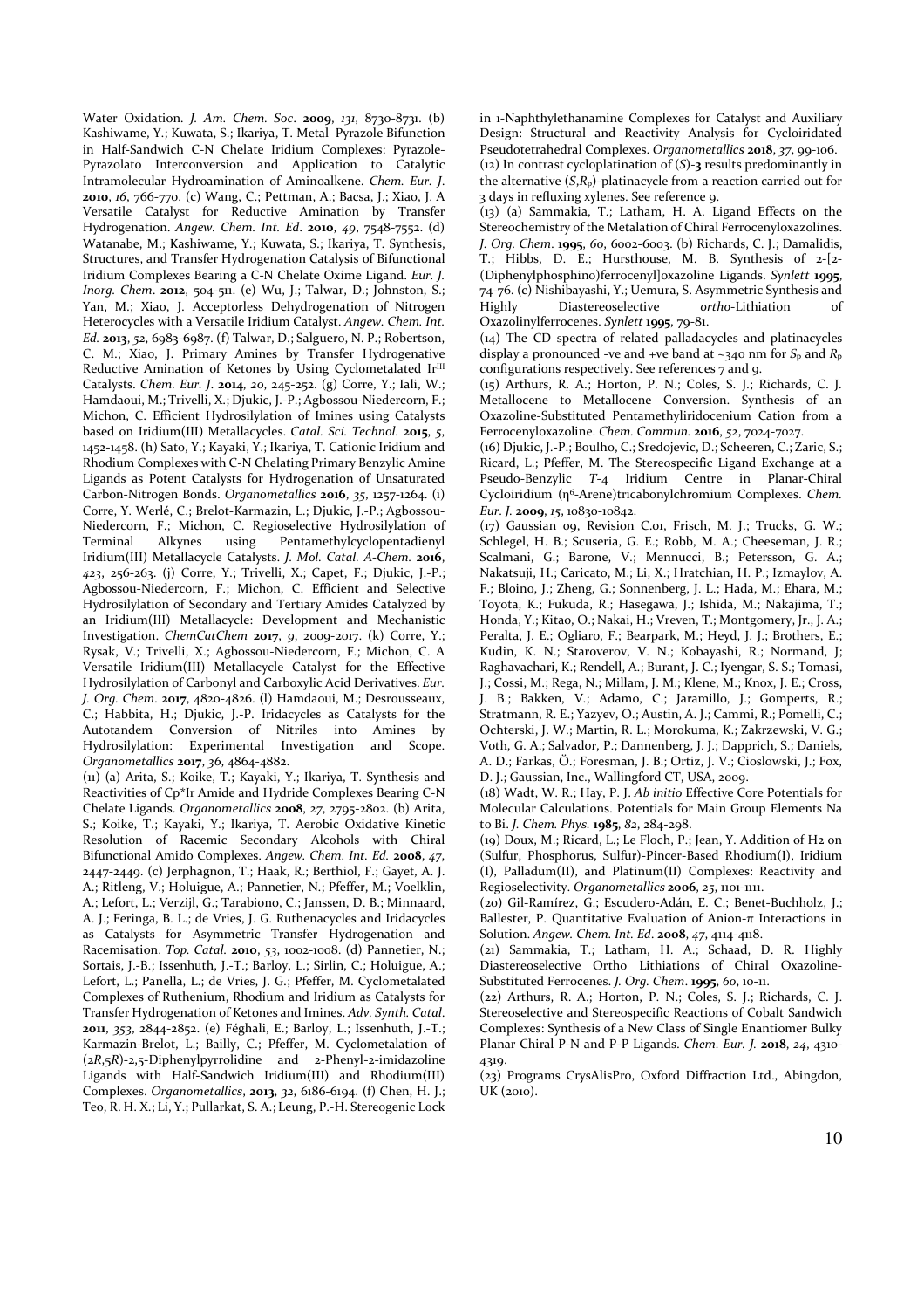Water Oxidation. *J. Am. Chem. Soc*. **2009**, *131*, 8730-8731. (b) Kashiwame, Y.; Kuwata, S.; Ikariya, T. Metal–Pyrazole Bifunction in Half-Sandwich C-N Chelate Iridium Complexes: Pyrazole-Pyrazolato Interconversion and Application to Catalytic Intramolecular Hydroamination of Aminoalkene. *Chem. Eur. J*. **2010**, *16*, 766-770. (c) Wang, C.; Pettman, A.; Bacsa, J.; Xiao, J. A Versatile Catalyst for Reductive Amination by Transfer Hydrogenation. *Angew. Chem. Int. Ed*. **2010**, *49*, 7548-7552. (d) Watanabe, M.; Kashiwame, Y.; Kuwata, S.; Ikariya, T. Synthesis, Structures, and Transfer Hydrogenation Catalysis of Bifunctional Iridium Complexes Bearing a C-N Chelate Oxime Ligand. *Eur. J. Inorg. Chem*. **2012**, 504-511. (e) Wu, J.; Talwar, D.; Johnston, S.; Yan, M.; Xiao, J. Acceptorless Dehydrogenation of Nitrogen Heterocycles with a Versatile Iridium Catalyst. *Angew. Chem. Int. Ed*. **2013**, *52*, 6983-6987. (f) Talwar, D.; Salguero, N. P.; Robertson, C. M.; Xiao, J. Primary Amines by Transfer Hydrogenative Reductive Amination of Ketones by Using Cyclometalated Ir$^{III}$ Catalysts. *Chem. Eur. J*. **2014**, *20*, 245-252. (g) Corre, Y.; Iali, W.; Hamdaoui, M.; Trivelli, X.; Djukic, J.-P.; Agbossou-Niedercorn, F.; Michon, C. Efficient Hydrosilylation of Imines using Catalysts based on Iridium(III) Metallacycles. *Catal. Sci. Technol.* **2015**, *5*, 1452-1458. (h) Sato, Y.; Kayaki, Y.; Ikariya, T. Cationic Iridium and Rhodium Complexes with C-N Chelating Primary Benzylic Amine Ligands as Potent Catalysts for Hydrogenation of Unsaturated Carbon-Nitrogen Bonds. *Organometallics* **2016**, *35*, 1257-1264. (i) Corre, Y. Werlé, C.; Brelot-Karmazin, L.; Djukic, J.-P.; Agbossou-Niedercorn, F.; Michon, C. Regioselective Hydrosilylation of Terminal Alkynes using Pentamethylcyclopentadienyl Iridium(III) Metallacycle Catalysts. *J. Mol. Catal. A-Chem.* **2016**, *423*, 256-263. (j) Corre, Y.; Trivelli, X.; Capet, F.; Djukic, J.-P.; Agbossou-Niedercorn, F.; Michon, C. Efficient and Selective Hydrosilylation of Secondary and Tertiary Amides Catalyzed by an Iridium(III) Metallacycle: Development and Mechanistic Investigation. *ChemCatChem* **2017**, *9*, 2009-2017. (k) Corre, Y.; Rysak, V.; Trivelli, X.; Agbossou-Niedercorn, F.; Michon, C. A Versatile Iridium(III) Metallacycle Catalyst for the Effective Hydrosilylation of Carbonyl and Carboxylic Acid Derivatives. *Eur. J. Org. Chem*. **2017**, 4820-4826. (l) Hamdaoui, M.; Desrousseaux, C.; Habbita, H.; Djukic, J.-P. Iridacycles as Catalysts for the Autotandem Conversion of Nitriles into Amines by Hydrosilylation: Experimental Investigation and Scope. *Organometallics* **2017**, *36*, 4864-4882.

(11) (a) Arita, S.; Koike, T.; Kayaki, Y.; Ikariya, T. Synthesis and Reactivities of Cp*Ir Amide and Hydride Complexes Bearing C-N Chelate Ligands. *Organometallics* **2008**, *27*, 2795-2802. (b) Arita, S.; Koike, T.; Kayaki, Y.; Ikariya, T. Aerobic Oxidative Kinetic Resolution of Racemic Secondary Alcohols with Chiral Bifunctional Amido Complexes. *Angew. Chem. Int. Ed.* **2008**, *47*, 2447-2449. (c) Jerphagnon, T.; Haak, R.; Berthiol, F.; Gayet, A. J. A.; Ritleng, V.; Holuigue, A.; Pannetier, N.; Pfeffer, M.; Voelklin, A.; Lefort, L.; Verzijl, G.; Tarabiono, C.; Janssen, D. B.; Minnaard, A. J.; Feringa, B. L.; de Vries, J. G. Ruthenacycles and Iridacycles as Catalysts for Asymmetric Transfer Hydrogenation and Racemisation. *Top. Catal.* **2010**, *53*, 1002-1008. (d) Pannetier, N.; Sortais, J.-B.; Issenhuth, J.-T.; Barloy, L.; Sirlin, C.; Holuigue, A.; Lefort, L.; Panella, L.; de Vries, J. G.; Pfeffer, M. Cyclometalated Complexes of Ruthenium, Rhodium and Iridium as Catalysts for Transfer Hydrogenation of Ketones and Imines. *Adv. Synth. Catal*. **2011**, *353*, 2844-2852. (e) Féghali, E.; Barloy, L.; Issenhuth, J.-T.; Karmazin-Brelot, L.; Bailly, C.; Pfeffer, M. Cyclometalation of (2*R*,5*R*)-2,5-Diphenylpyrrolidine and 2-Phenyl-2-imidazoline Ligands with Half-Sandwich Iridium(III) and Rhodium(III) Complexes. *Organometallics*, **2013**, *32*, 6186-6194. (f) Chen, H. J.; Teo, R. H. X.; Li, Y.; Pullarkat, S. A.; Leung, P.-H. Stereogenic Lock in 1-Naphthylethanamine Complexes for Catalyst and Auxiliary Design: Structural and Reactivity Analysis for Cycloiridated Pseudotetrahedral Complexes. *Organometallics* **2018**, *37*, 99-106.

(12) In contrast cycloplatination of (*S*)-**3** results predominantly in the alternative (*S*,$R_p$)-platinacycle from a reaction carried out for 3 days in refluxing xylenes. See reference 9.

(13) (a) Sammakia, T.; Latham, H. A. Ligand Effects on the Stereochemistry of the Metalation of Chiral Ferrocenyloxazolines. *J. Org. Chem*. **1995**, *60*, 6002-6003. (b) Richards, C. J.; Damalidis, T.; Hibbs, D. E.; Hursthouse, M. B. Synthesis of 2-[2-(Diphenylphosphino)ferrocenyl]oxazoline Ligands. *Synlett* **1995**, 74-76. (c) Nishibayashi, Y.; Uemura, S. Asymmetric Synthesis and Highly Diastereoselective *ortho*-Lithiation of Oxazolinylferrocenes. *Synlett* **1995**, 79-81.

(14) The CD spectra of related palladacycles and platinacycles display a pronounced -ve and +ve band at ~340 nm for $S_p$ and $R_p$ configurations respectively. See references 7 and 9.

(15) Arthurs, R. A.; Horton, P. N.; Coles, S. J.; Richards, C. J. Metallocene to Metallocene Conversion. Synthesis of an Oxazoline-Substituted Pentamethyliridocenium Cation from a Ferrocenyloxazoline. *Chem. Commun.* **2016**, *52*, 7024-7027.

(16) Djukic, J.-P.; Boulho, C.; Sredojevic, D.; Scheeren, C.; Zaric, S.; Ricard, L.; Pfeffer, M. The Stereospecific Ligand Exchange at a Pseudo-Benzylic *T*-4 Iridium Centre in Planar-Chiral Cycloiridium ($\eta^6$-Arene)tricabonylchromium Complexes. *Chem. Eur. J*. **2009**, *15*, 10830-10842.

(17) Gaussian 09, Revision C.01, Frisch, M. J.; Trucks, G. W.; Schlegel, H. B.; Scuseria, G. E.; Robb, M. A.; Cheeseman, J. R.; Scalmani, G.; Barone, V.; Mennucci, B.; Petersson, G. A.; Nakatsuji, H.; Caricato, M.; Li, X.; Hratchian, H. P.; Izmaylov, A. F.; Bloino, J.; Zheng, G.; Sonnenberg, J. L.; Hada, M.; Ehara, M.; Toyota, K.; Fukuda, R.; Hasegawa, J.; Ishida, M.; Nakajima, T.; Honda, Y.; Kitao, O.; Nakai, H.; Vreven, T.; Montgomery, Jr., J. A.; Peralta, J. E.; Ogliaro, F.; Bearpark, M.; Heyd, J. J.; Brothers, E.; Kudin, K. N.; Staroverov, V. N.; Kobayashi, R.; Normand, J; Raghavachari, K.; Rendell, A.; Burant, J. C.; Iyengar, S. S.; Tomasi, J.; Cossi, M.; Rega, N.; Millam, J. M.; Klene, M.; Knox, J. E.; Cross, J. B.; Bakken, V.; Adamo, C.; Jaramillo, J.; Gomperts, R.; Stratmann, R. E.; Yazyev, O.; Austin, A. J.; Cammi, R.; Pomelli, C.; Ochterski, J. W.; Martin, R. L.; Morokuma, K.; Zakrzewski, V. G.; Voth, G. A.; Salvador, P.; Dannenberg, J. J.; Dapprich, S.; Daniels, A. D.; Farkas, Ö.; Foresman, J. B.; Ortiz, J. V.; Cioslowski, J.; Fox, D. J.; Gaussian, Inc., Wallingford CT, USA, 2009.

(18) Wadt, W. R.; Hay, P. J. *Ab initio* Effective Core Potentials for Molecular Calculations. Potentials for Main Group Elements Na to Bi. *J. Chem. Phys.* **1985**, *82*, 284-298.

(19) Doux, M.; Ricard, L.; Le Floch, P.; Jean, Y. Addition of H2 on (Sulfur, Phosphorus, Sulfur)-Pincer-Based Rhodium(I), Iridium (I), Palladium(II), and Platinum(II) Complexes: Reactivity and Regioselectivity. *Organometallics* **2006**, *25*, 1101-1111.

(20) Gil-Ramírez, G.; Escudero-Adán, E. C.; Benet-Buchholz, J.; Ballester, P. Quantitative Evaluation of Anion-π Interactions in Solution. *Angew. Chem. Int. Ed*. **2008**, *47*, 4114-4118.

(21) Sammakia, T.; Latham, H. A.; Schaad, D. R. Highly Diastereoselective Ortho Lithiations of Chiral Oxazoline-Substituted Ferrocenes. *J. Org. Chem*. **1995**, *60*, 10-11.

(22) Arthurs, R. A.; Horton, P. N.; Coles, S. J.; Richards, C. J. Stereoselective and Stereospecific Reactions of Cobalt Sandwich Complexes: Synthesis of a New Class of Single Enantiomer Bulky Planar Chiral P-N and P-P Ligands. *Chem. Eur. J.* **2018**, *24*, 4310-4319.

(23) Programs CrysAlisPro, Oxford Diffraction Ltd., Abingdon, UK (2010).